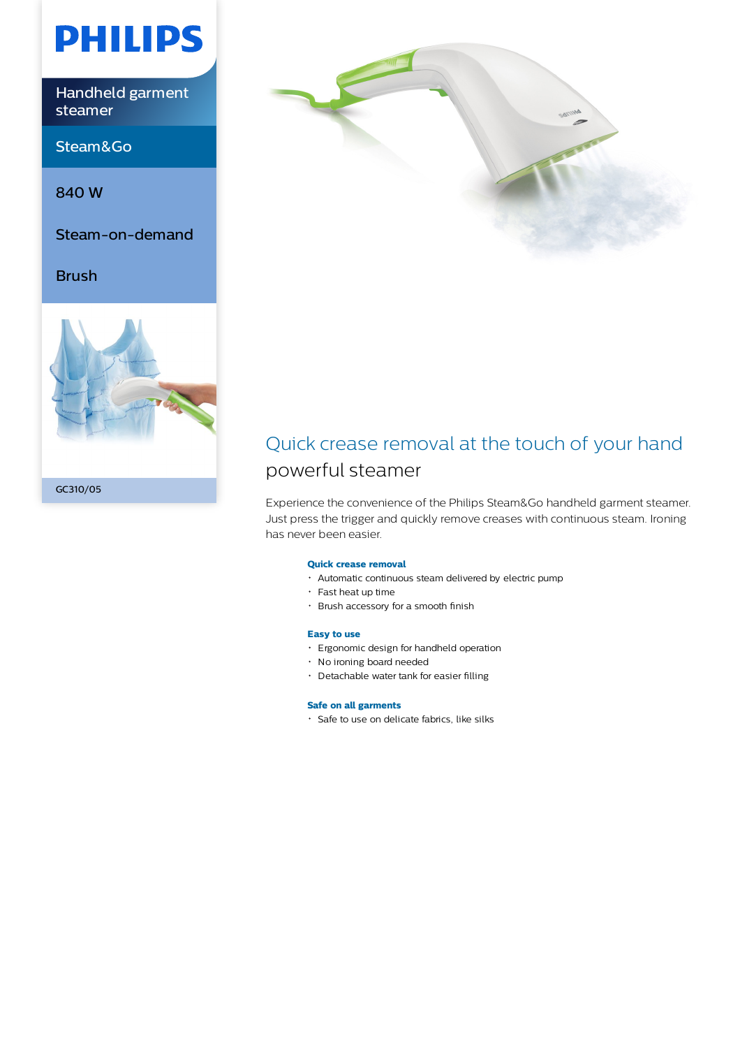# PHILIPS

Handheld garment steamer

Steam&Go

840 W

Steam-on-demand

Brush

GC310/05

## Quick crease removal at the touch of your hand

powerful steamer

Experience the convenience of the Philips Steam&Go handheld garment steamer. Just press the trigger and quickly remove creases with continuous steam. Ironing has never been easier.

**Quick crease removal**

- Automatic continuous steam delivered by electric pump
- Fast heat up time
- Brush accessory for a smooth finish

**Easy to use**

- Ergonomic design for handheld operation
- No ironing board needed
- Detachable water tank for easier filling

**Safe on all garments**

- Safe to use on delicate fabrics, like silks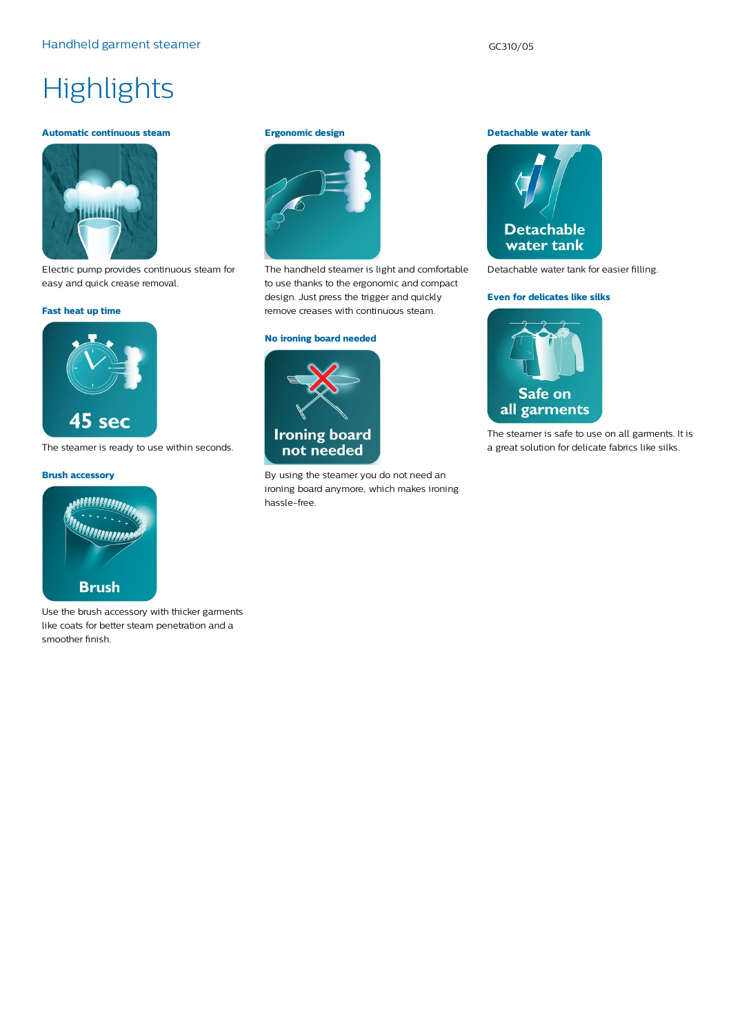# Highlights

### Automatic continuous steam

Electric pump provides continuous steam for easy and quick crease removal.

### Fast heat up time

The steamer is ready to use within seconds.

### Brush accessory

Use the brush accessory with thicker garments like coats for better steam penetration and a smoother finish.

### Ergonomic design

The handheld steamer is light and comfortable to use thanks to the ergonomic and compact design. Just press the trigger and quickly remove creases with continuous steam.

### No ironing board needed

By using the steamer you do not need an ironing board anymore, which makes ironing hassle-free.

### Detachable water tank

Detachable water tank for easier filling.

### Even for delicates like silks

The steamer is safe to use on all garments. It is a great solution for delicate fabrics like silks.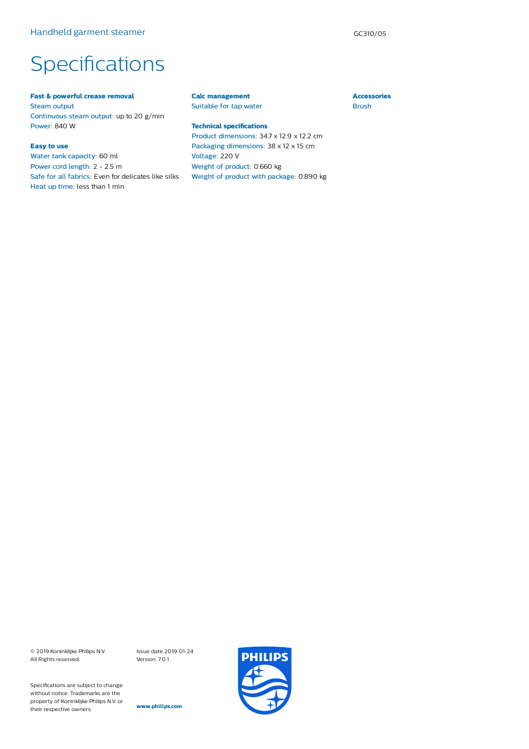# Specifications

### Fast & powerful crease removal

Steam output
- Continuous steam output: up to 20 g/min
- Power: 840 W

### Easy to use

- Water tank capacity: 60 ml
- Power cord length: 2 - 2.5 m
- Safe for all fabrics: Even for delicates like silks
- Heat up time: less than 1 min

### Calc management

- Suitable for tap water

### Technical specifications

- Product dimensions: 34.7 x 12.9 x 12.2 cm
- Packaging dimensions: 38 x 12 x 15 cm
- Voltage: 220 V
- Weight of product: 0.660 kg
- Weight of product with package: 0.890 kg

### Accessories

- Brush

© 2019 Koninklijke Philips N.V.
All Rights reserved.

Specifications are subject to change without notice. Trademarks are the property of Koninklijke Philips N.V. or their respective owners.

Issue date 2019-01-24
Version: 7.0.1

www.philips.com